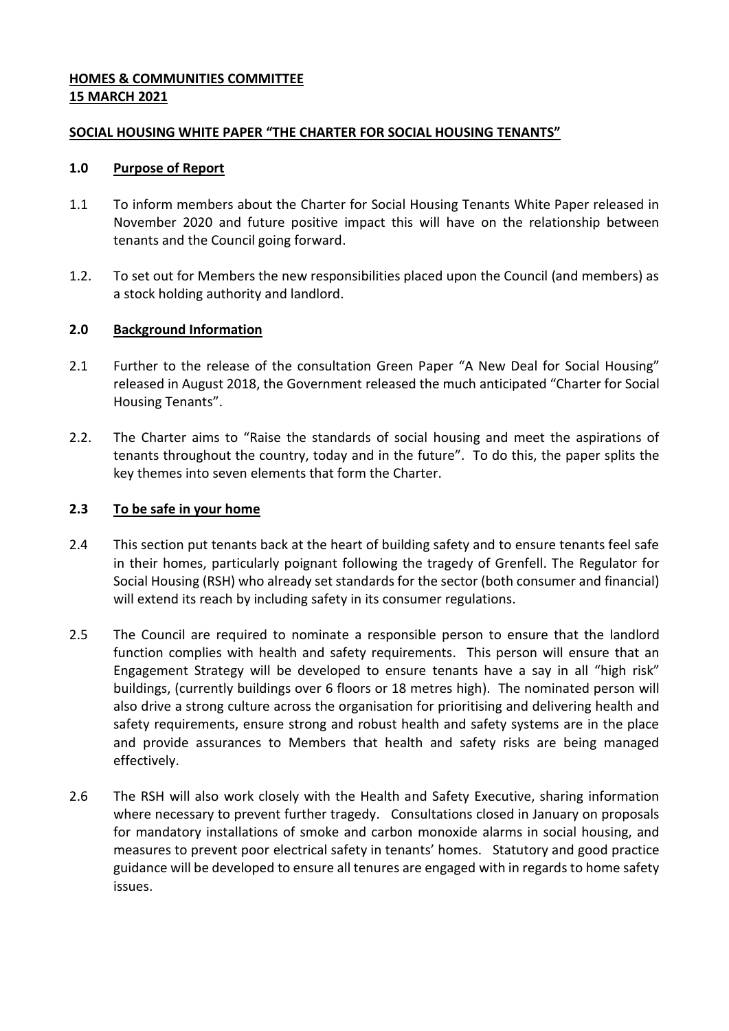**HOMES & COMMUNITIES COMMITTEE**
**15 MARCH 2021**

**SOCIAL HOUSING WHITE PAPER "THE CHARTER FOR SOCIAL HOUSING TENANTS"**

## 1.0 Purpose of Report

1.1 To inform members about the Charter for Social Housing Tenants White Paper released in November 2020 and future positive impact this will have on the relationship between tenants and the Council going forward.

1.2. To set out for Members the new responsibilities placed upon the Council (and members) as a stock holding authority and landlord.

## 2.0 Background Information

2.1 Further to the release of the consultation Green Paper "A New Deal for Social Housing" released in August 2018, the Government released the much anticipated "Charter for Social Housing Tenants".

2.2. The Charter aims to "Raise the standards of social housing and meet the aspirations of tenants throughout the country, today and in the future". To do this, the paper splits the key themes into seven elements that form the Charter.

### 2.3 To be safe in your home

2.4 This section put tenants back at the heart of building safety and to ensure tenants feel safe in their homes, particularly poignant following the tragedy of Grenfell. The Regulator for Social Housing (RSH) who already set standards for the sector (both consumer and financial) will extend its reach by including safety in its consumer regulations.

2.5 The Council are required to nominate a responsible person to ensure that the landlord function complies with health and safety requirements. This person will ensure that an Engagement Strategy will be developed to ensure tenants have a say in all "high risk" buildings, (currently buildings over 6 floors or 18 metres high). The nominated person will also drive a strong culture across the organisation for prioritising and delivering health and safety requirements, ensure strong and robust health and safety systems are in the place and provide assurances to Members that health and safety risks are being managed effectively.

2.6 The RSH will also work closely with the Health and Safety Executive, sharing information where necessary to prevent further tragedy. Consultations closed in January on proposals for mandatory installations of smoke and carbon monoxide alarms in social housing, and measures to prevent poor electrical safety in tenants' homes. Statutory and good practice guidance will be developed to ensure all tenures are engaged with in regards to home safety issues.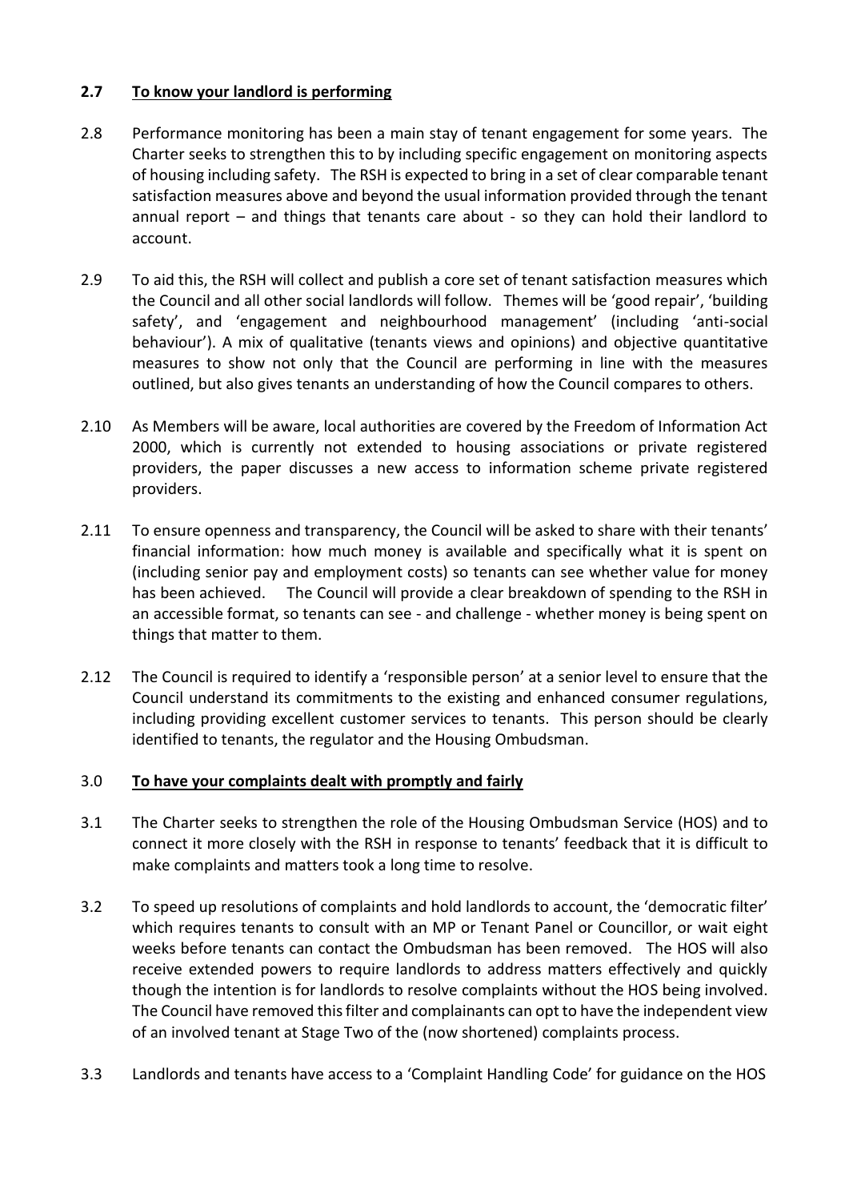**2.7 To know your landlord is performing**

2.8 Performance monitoring has been a main stay of tenant engagement for some years. The Charter seeks to strengthen this to by including specific engagement on monitoring aspects of housing including safety. The RSH is expected to bring in a set of clear comparable tenant satisfaction measures above and beyond the usual information provided through the tenant annual report – and things that tenants care about - so they can hold their landlord to account.

2.9 To aid this, the RSH will collect and publish a core set of tenant satisfaction measures which the Council and all other social landlords will follow. Themes will be 'good repair', 'building safety', and 'engagement and neighbourhood management' (including 'anti-social behaviour'). A mix of qualitative (tenants views and opinions) and objective quantitative measures to show not only that the Council are performing in line with the measures outlined, but also gives tenants an understanding of how the Council compares to others.

2.10 As Members will be aware, local authorities are covered by the Freedom of Information Act 2000, which is currently not extended to housing associations or private registered providers, the paper discusses a new access to information scheme private registered providers.

2.11 To ensure openness and transparency, the Council will be asked to share with their tenants' financial information: how much money is available and specifically what it is spent on (including senior pay and employment costs) so tenants can see whether value for money has been achieved. The Council will provide a clear breakdown of spending to the RSH in an accessible format, so tenants can see - and challenge - whether money is being spent on things that matter to them.

2.12 The Council is required to identify a 'responsible person' at a senior level to ensure that the Council understand its commitments to the existing and enhanced consumer regulations, including providing excellent customer services to tenants. This person should be clearly identified to tenants, the regulator and the Housing Ombudsman.

3.0 **To have your complaints dealt with promptly and fairly**

3.1 The Charter seeks to strengthen the role of the Housing Ombudsman Service (HOS) and to connect it more closely with the RSH in response to tenants' feedback that it is difficult to make complaints and matters took a long time to resolve.

3.2 To speed up resolutions of complaints and hold landlords to account, the 'democratic filter' which requires tenants to consult with an MP or Tenant Panel or Councillor, or wait eight weeks before tenants can contact the Ombudsman has been removed. The HOS will also receive extended powers to require landlords to address matters effectively and quickly though the intention is for landlords to resolve complaints without the HOS being involved. The Council have removed this filter and complainants can opt to have the independent view of an involved tenant at Stage Two of the (now shortened) complaints process.

3.3 Landlords and tenants have access to a 'Complaint Handling Code' for guidance on the HOS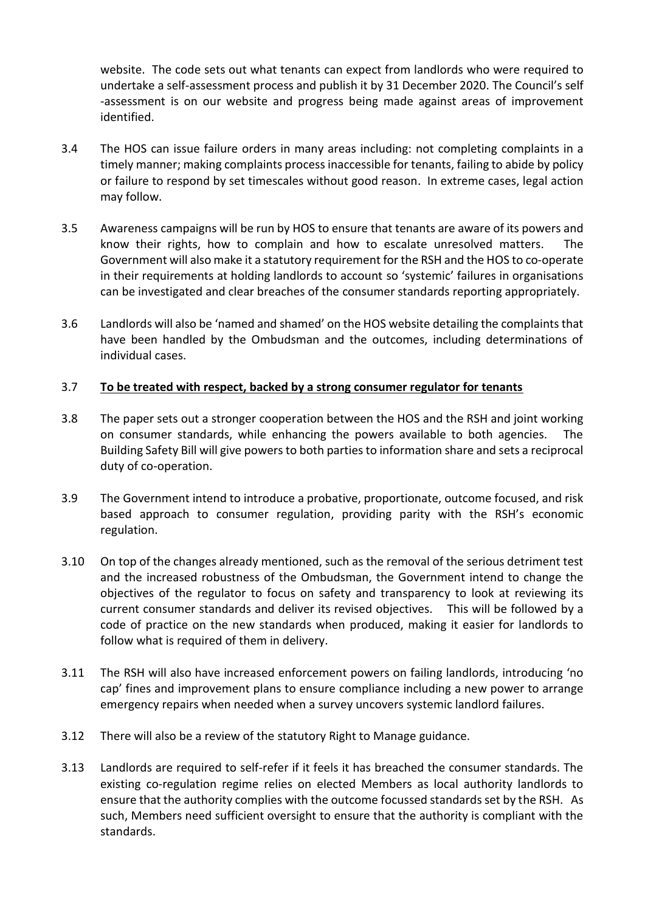website. The code sets out what tenants can expect from landlords who were required to undertake a self-assessment process and publish it by 31 December 2020. The Council's self -assessment is on our website and progress being made against areas of improvement identified.

3.4 The HOS can issue failure orders in many areas including: not completing complaints in a timely manner; making complaints process inaccessible for tenants, failing to abide by policy or failure to respond by set timescales without good reason. In extreme cases, legal action may follow.

3.5 Awareness campaigns will be run by HOS to ensure that tenants are aware of its powers and know their rights, how to complain and how to escalate unresolved matters. The Government will also make it a statutory requirement for the RSH and the HOS to co-operate in their requirements at holding landlords to account so 'systemic' failures in organisations can be investigated and clear breaches of the consumer standards reporting appropriately.

3.6 Landlords will also be 'named and shamed' on the HOS website detailing the complaints that have been handled by the Ombudsman and the outcomes, including determinations of individual cases.

3.7 **<u>To be treated with respect, backed by a strong consumer regulator for tenants</u>**

3.8 The paper sets out a stronger cooperation between the HOS and the RSH and joint working on consumer standards, while enhancing the powers available to both agencies. The Building Safety Bill will give powers to both parties to information share and sets a reciprocal duty of co-operation.

3.9 The Government intend to introduce a probative, proportionate, outcome focused, and risk based approach to consumer regulation, providing parity with the RSH's economic regulation.

3.10 On top of the changes already mentioned, such as the removal of the serious detriment test and the increased robustness of the Ombudsman, the Government intend to change the objectives of the regulator to focus on safety and transparency to look at reviewing its current consumer standards and deliver its revised objectives. This will be followed by a code of practice on the new standards when produced, making it easier for landlords to follow what is required of them in delivery.

3.11 The RSH will also have increased enforcement powers on failing landlords, introducing 'no cap' fines and improvement plans to ensure compliance including a new power to arrange emergency repairs when needed when a survey uncovers systemic landlord failures.

3.12 There will also be a review of the statutory Right to Manage guidance.

3.13 Landlords are required to self-refer if it feels it has breached the consumer standards. The existing co-regulation regime relies on elected Members as local authority landlords to ensure that the authority complies with the outcome focussed standards set by the RSH. As such, Members need sufficient oversight to ensure that the authority is compliant with the standards.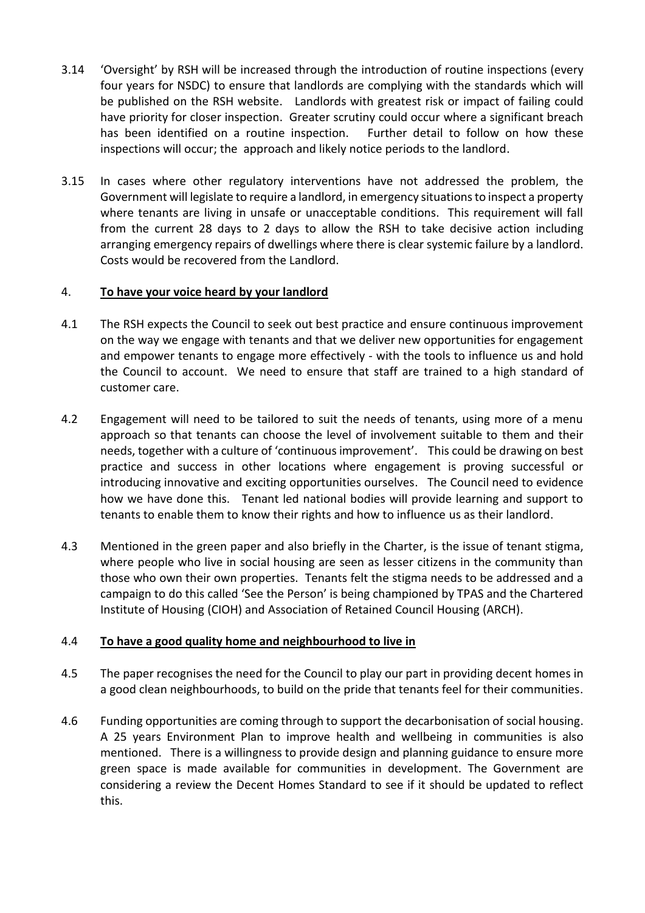3.14 'Oversight' by RSH will be increased through the introduction of routine inspections (every four years for NSDC) to ensure that landlords are complying with the standards which will be published on the RSH website. Landlords with greatest risk or impact of failing could have priority for closer inspection. Greater scrutiny could occur where a significant breach has been identified on a routine inspection. Further detail to follow on how these inspections will occur; the approach and likely notice periods to the landlord.

3.15 In cases where other regulatory interventions have not addressed the problem, the Government will legislate to require a landlord, in emergency situations to inspect a property where tenants are living in unsafe or unacceptable conditions. This requirement will fall from the current 28 days to 2 days to allow the RSH to take decisive action including arranging emergency repairs of dwellings where there is clear systemic failure by a landlord. Costs would be recovered from the Landlord.

## 4. <u>To have your voice heard by your landlord</u>

4.1 The RSH expects the Council to seek out best practice and ensure continuous improvement on the way we engage with tenants and that we deliver new opportunities for engagement and empower tenants to engage more effectively - with the tools to influence us and hold the Council to account. We need to ensure that staff are trained to a high standard of customer care.

4.2 Engagement will need to be tailored to suit the needs of tenants, using more of a menu approach so that tenants can choose the level of involvement suitable to them and their needs, together with a culture of 'continuous improvement'. This could be drawing on best practice and success in other locations where engagement is proving successful or introducing innovative and exciting opportunities ourselves. The Council need to evidence how we have done this. Tenant led national bodies will provide learning and support to tenants to enable them to know their rights and how to influence us as their landlord.

4.3 Mentioned in the green paper and also briefly in the Charter, is the issue of tenant stigma, where people who live in social housing are seen as lesser citizens in the community than those who own their own properties. Tenants felt the stigma needs to be addressed and a campaign to do this called 'See the Person' is being championed by TPAS and the Chartered Institute of Housing (CIOH) and Association of Retained Council Housing (ARCH).

## 4.4 <u>To have a good quality home and neighbourhood to live in</u>

4.5 The paper recognises the need for the Council to play our part in providing decent homes in a good clean neighbourhoods, to build on the pride that tenants feel for their communities.

4.6 Funding opportunities are coming through to support the decarbonisation of social housing. A 25 years Environment Plan to improve health and wellbeing in communities is also mentioned. There is a willingness to provide design and planning guidance to ensure more green space is made available for communities in development. The Government are considering a review the Decent Homes Standard to see if it should be updated to reflect this.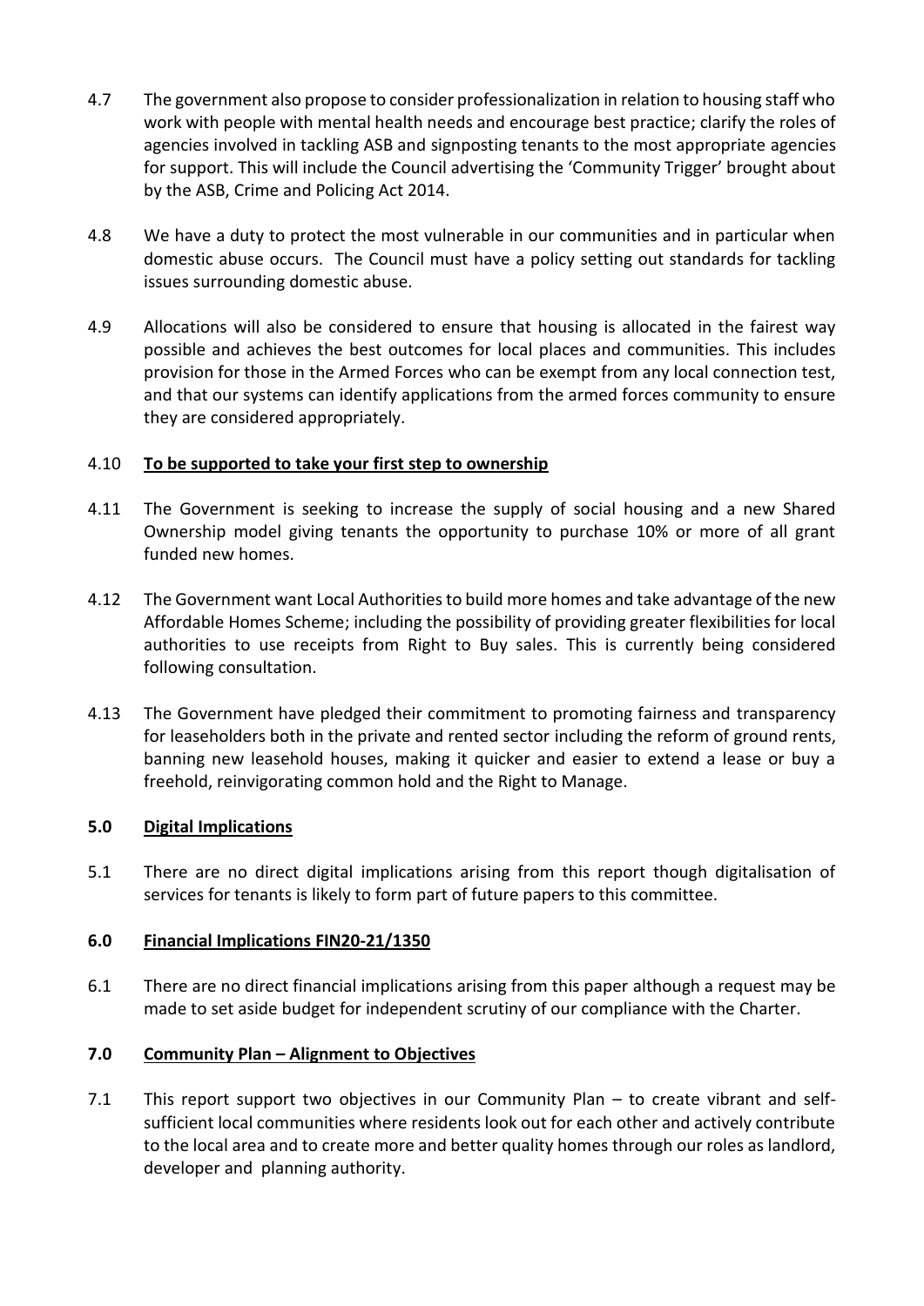4.7 The government also propose to consider professionalization in relation to housing staff who work with people with mental health needs and encourage best practice; clarify the roles of agencies involved in tackling ASB and signposting tenants to the most appropriate agencies for support. This will include the Council advertising the 'Community Trigger' brought about by the ASB, Crime and Policing Act 2014.

4.8 We have a duty to protect the most vulnerable in our communities and in particular when domestic abuse occurs. The Council must have a policy setting out standards for tackling issues surrounding domestic abuse.

4.9 Allocations will also be considered to ensure that housing is allocated in the fairest way possible and achieves the best outcomes for local places and communities. This includes provision for those in the Armed Forces who can be exempt from any local connection test, and that our systems can identify applications from the armed forces community to ensure they are considered appropriately.

4.10 **To be supported to take your first step to ownership**

4.11 The Government is seeking to increase the supply of social housing and a new Shared Ownership model giving tenants the opportunity to purchase 10% or more of all grant funded new homes.

4.12 The Government want Local Authorities to build more homes and take advantage of the new Affordable Homes Scheme; including the possibility of providing greater flexibilities for local authorities to use receipts from Right to Buy sales. This is currently being considered following consultation.

4.13 The Government have pledged their commitment to promoting fairness and transparency for leaseholders both in the private and rented sector including the reform of ground rents, banning new leasehold houses, making it quicker and easier to extend a lease or buy a freehold, reinvigorating common hold and the Right to Manage.

## 5.0 Digital Implications

5.1 There are no direct digital implications arising from this report though digitalisation of services for tenants is likely to form part of future papers to this committee.

## 6.0 Financial Implications FIN20-21/1350

6.1 There are no direct financial implications arising from this paper although a request may be made to set aside budget for independent scrutiny of our compliance with the Charter.

## 7.0 Community Plan – Alignment to Objectives

7.1 This report support two objectives in our Community Plan – to create vibrant and self-sufficient local communities where residents look out for each other and actively contribute to the local area and to create more and better quality homes through our roles as landlord, developer and planning authority.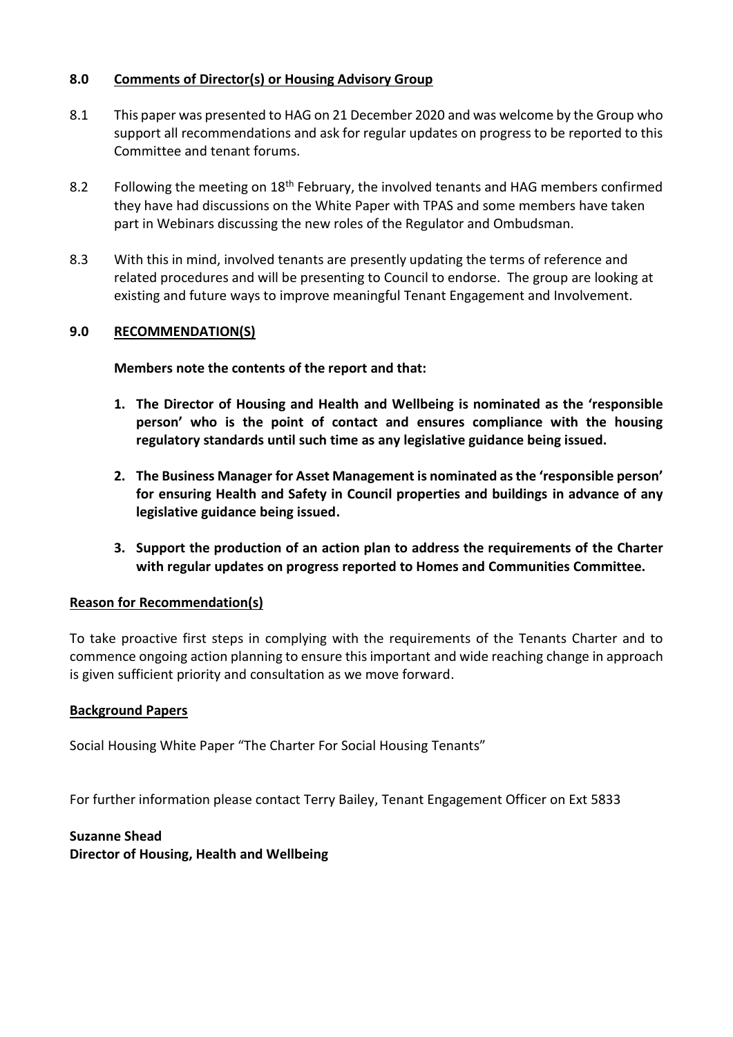## 8.0 Comments of Director(s) or Housing Advisory Group

8.1 This paper was presented to HAG on 21 December 2020 and was welcome by the Group who support all recommendations and ask for regular updates on progress to be reported to this Committee and tenant forums.

8.2 Following the meeting on 18th February, the involved tenants and HAG members confirmed they have had discussions on the White Paper with TPAS and some members have taken part in Webinars discussing the new roles of the Regulator and Ombudsman.

8.3 With this in mind, involved tenants are presently updating the terms of reference and related procedures and will be presenting to Council to endorse. The group are looking at existing and future ways to improve meaningful Tenant Engagement and Involvement.

## 9.0 RECOMMENDATION(S)

**Members note the contents of the report and that:**

1. **The Director of Housing and Health and Wellbeing is nominated as the 'responsible person' who is the point of contact and ensures compliance with the housing regulatory standards until such time as any legislative guidance being issued.**

2. **The Business Manager for Asset Management is nominated as the 'responsible person' for ensuring Health and Safety in Council properties and buildings in advance of any legislative guidance being issued.**

3. **Support the production of an action plan to address the requirements of the Charter with regular updates on progress reported to Homes and Communities Committee.**

### Reason for Recommendation(s)

To take proactive first steps in complying with the requirements of the Tenants Charter and to commence ongoing action planning to ensure this important and wide reaching change in approach is given sufficient priority and consultation as we move forward.

### Background Papers

Social Housing White Paper "The Charter For Social Housing Tenants"

For further information please contact Terry Bailey, Tenant Engagement Officer on Ext 5833

**Suzanne Shead**
**Director of Housing, Health and Wellbeing**